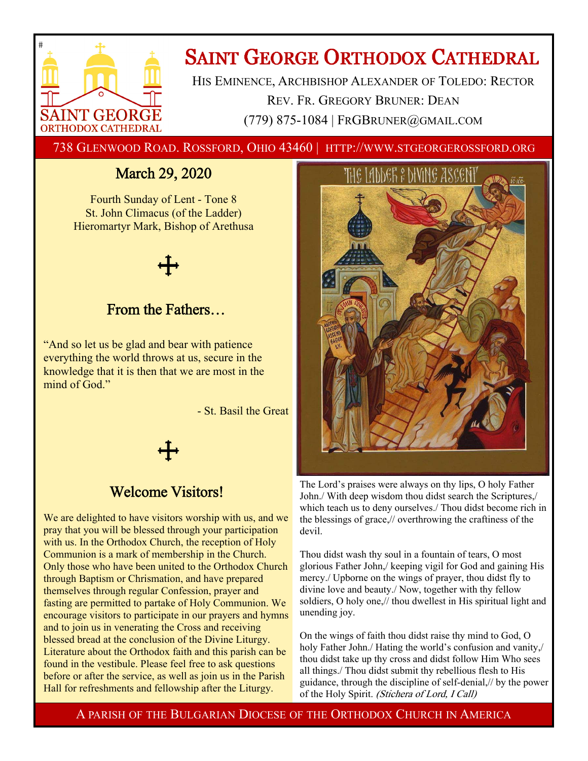# Saint George Orthodox Cathedral

His Eminence, Archbishop Alexander of Toledo: Rector

Rev. Fr. Gregory Bruner: Dean

(779) 875-1084 | FRGBRUNER@GMAIL.COM

738 Glenwood Road. Rossford, Ohio 43460 | HTTP://WWW.STGEORGEROSSFORD.ORG

## March 29, 2020

Fourth Sunday of Lent - Tone 8
St. John Climacus (of the Ladder)
Hieromartyr Mark, Bishop of Arethusa

## From the Fathers…

"And so let us be glad and bear with patience everything the world throws at us, secure in the knowledge that it is then that we are most in the mind of God."

- St. Basil the Great

## Welcome Visitors!

We are delighted to have visitors worship with us, and we pray that you will be blessed through your participation with us. In the Orthodox Church, the reception of Holy Communion is a mark of membership in the Church. Only those who have been united to the Orthodox Church through Baptism or Chrismation, and have prepared themselves through regular Confession, prayer and fasting are permitted to partake of Holy Communion. We encourage visitors to participate in our prayers and hymns and to join us in venerating the Cross and receiving blessed bread at the conclusion of the Divine Liturgy. Literature about the Orthodox faith and this parish can be found in the vestibule. Please feel free to ask questions before or after the service, as well as join us in the Parish Hall for refreshments and fellowship after the Liturgy.

The Lord's praises were always on thy lips, O holy Father John./ With deep wisdom thou didst search the Scriptures,/ which teach us to deny ourselves./ Thou didst become rich in the blessings of grace,// overthrowing the craftiness of the devil.

Thou didst wash thy soul in a fountain of tears, O most glorious Father John,/ keeping vigil for God and gaining His mercy./ Upborne on the wings of prayer, thou didst fly to divine love and beauty./ Now, together with thy fellow soldiers, O holy one,// thou dwellest in His spiritual light and unending joy.

On the wings of faith thou didst raise thy mind to God, O holy Father John./ Hating the world's confusion and vanity,/ thou didst take up thy cross and didst follow Him Who sees all things./ Thou didst submit thy rebellious flesh to His guidance, through the discipline of self-denial,// by the power of the Holy Spirit. *(Stichera of Lord, I Call)*

A parish of the Bulgarian Diocese of the Orthodox Church in America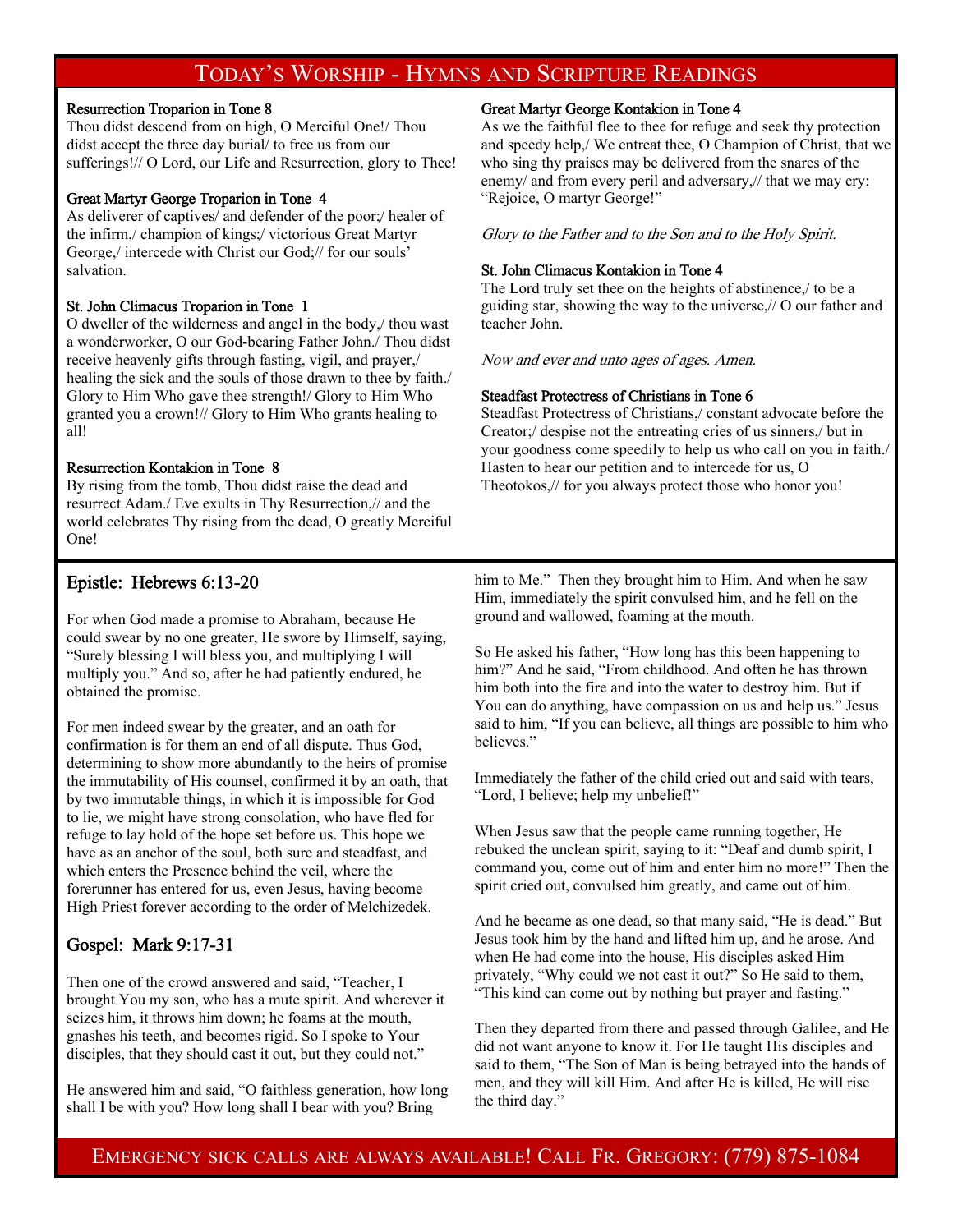# Today's Worship - Hymns and Scripture Readings

### Resurrection Troparion in Tone 8

Thou didst descend from on high, O Merciful One!/ Thou didst accept the three day burial/ to free us from our sufferings!// O Lord, our Life and Resurrection, glory to Thee!

### Great Martyr George Troparion in Tone 4

As deliverer of captives/ and defender of the poor;/ healer of the infirm,/ champion of kings;/ victorious Great Martyr George,/ intercede with Christ our God;// for our souls' salvation.

### St. John Climacus Troparion in Tone 1

O dweller of the wilderness and angel in the body,/ thou wast a wonderworker, O our God-bearing Father John./ Thou didst receive heavenly gifts through fasting, vigil, and prayer,/ healing the sick and the souls of those drawn to thee by faith./ Glory to Him Who gave thee strength!/ Glory to Him Who granted you a crown!// Glory to Him Who grants healing to all!

### Resurrection Kontakion in Tone 8

By rising from the tomb, Thou didst raise the dead and resurrect Adam./ Eve exults in Thy Resurrection,// and the world celebrates Thy rising from the dead, O greatly Merciful One!

### Great Martyr George Kontakion in Tone 4

As we the faithful flee to thee for refuge and seek thy protection and speedy help,/ We entreat thee, O Champion of Christ, that we who sing thy praises may be delivered from the snares of the enemy/ and from every peril and adversary,// that we may cry: "Rejoice, O martyr George!"

*Glory to the Father and to the Son and to the Holy Spirit.*

### St. John Climacus Kontakion in Tone 4

The Lord truly set thee on the heights of abstinence,/ to be a guiding star, showing the way to the universe,// O our father and teacher John.

*Now and ever and unto ages of ages. Amen.*

### Steadfast Protectress of Christians in Tone 6

Steadfast Protectress of Christians,/ constant advocate before the Creator;/ despise not the entreating cries of us sinners,/ but in your goodness come speedily to help us who call on you in faith./ Hasten to hear our petition and to intercede for us, O Theotokos,// for you always protect those who honor you!

## Epistle: Hebrews 6:13-20

For when God made a promise to Abraham, because He could swear by no one greater, He swore by Himself, saying, "Surely blessing I will bless you, and multiplying I will multiply you." And so, after he had patiently endured, he obtained the promise.

For men indeed swear by the greater, and an oath for confirmation is for them an end of all dispute. Thus God, determining to show more abundantly to the heirs of promise the immutability of His counsel, confirmed it by an oath, that by two immutable things, in which it is impossible for God to lie, we might have strong consolation, who have fled for refuge to lay hold of the hope set before us. This hope we have as an anchor of the soul, both sure and steadfast, and which enters the Presence behind the veil, where the forerunner has entered for us, even Jesus, having become High Priest forever according to the order of Melchizedek.

## Gospel: Mark 9:17-31

Then one of the crowd answered and said, "Teacher, I brought You my son, who has a mute spirit. And wherever it seizes him, it throws him down; he foams at the mouth, gnashes his teeth, and becomes rigid. So I spoke to Your disciples, that they should cast it out, but they could not."

He answered him and said, "O faithless generation, how long shall I be with you? How long shall I bear with you? Bring him to Me." Then they brought him to Him. And when he saw Him, immediately the spirit convulsed him, and he fell on the ground and wallowed, foaming at the mouth.

So He asked his father, "How long has this been happening to him?" And he said, "From childhood. And often he has thrown him both into the fire and into the water to destroy him. But if You can do anything, have compassion on us and help us." Jesus said to him, "If you can believe, all things are possible to him who believes."

Immediately the father of the child cried out and said with tears, "Lord, I believe; help my unbelief!"

When Jesus saw that the people came running together, He rebuked the unclean spirit, saying to it: "Deaf and dumb spirit, I command you, come out of him and enter him no more!" Then the spirit cried out, convulsed him greatly, and came out of him.

And he became as one dead, so that many said, "He is dead." But Jesus took him by the hand and lifted him up, and he arose. And when He had come into the house, His disciples asked Him privately, "Why could we not cast it out?" So He said to them, "This kind can come out by nothing but prayer and fasting."

Then they departed from there and passed through Galilee, and He did not want anyone to know it. For He taught His disciples and said to them, "The Son of Man is being betrayed into the hands of men, and they will kill Him. And after He is killed, He will rise the third day."

Emergency sick calls are always available! Call Fr. Gregory: (779) 875-1084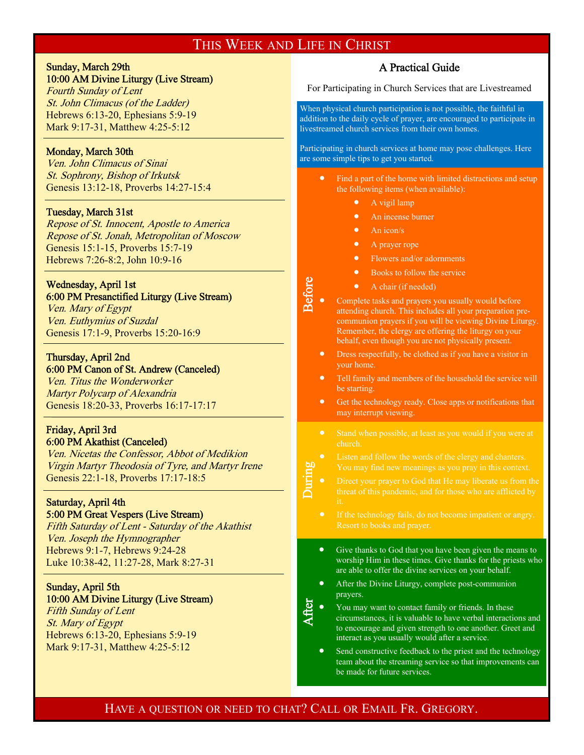# This Week and Life in Christ

**Sunday, March 29th**
**10:00 AM Divine Liturgy (Live Stream)**
*Fourth Sunday of Lent*
*St. John Climacus (of the Ladder)*
Hebrews 6:13-20, Ephesians 5:9-19
Mark 9:17-31, Matthew 4:25-5:12

---

**Monday, March 30th**
*Ven. John Climacus of Sinai*
*St. Sophrony, Bishop of Irkutsk*
Genesis 13:12-18, Proverbs 14:27-15:4

---

**Tuesday, March 31st**
*Repose of St. Innocent, Apostle to America*
*Repose of St. Jonah, Metropolitan of Moscow*
Genesis 15:1-15, Proverbs 15:7-19
Hebrews 7:26-8:2, John 10:9-16

---

**Wednesday, April 1st**
**6:00 PM Presanctified Liturgy (Live Stream)**
*Ven. Mary of Egypt*
*Ven. Euthymius of Suzdal*
Genesis 17:1-9, Proverbs 15:20-16:9

---

**Thursday, April 2nd**
**6:00 PM Canon of St. Andrew (Canceled)**
*Ven. Titus the Wonderworker*
*Martyr Polycarp of Alexandria*
Genesis 18:20-33, Proverbs 16:17-17:17

---

**Friday, April 3rd**
**6:00 PM Akathist (Canceled)**
*Ven. Nicetas the Confessor, Abbot of Medikion*
*Virgin Martyr Theodosia of Tyre, and Martyr Irene*
Genesis 22:1-18, Proverbs 17:17-18:5

---

**Saturday, April 4th**
**5:00 PM Great Vespers (Live Stream)**
*Fifth Saturday of Lent - Saturday of the Akathist*
*Ven. Joseph the Hymnographer*
Hebrews 9:1-7, Hebrews 9:24-28
Luke 10:38-42, 11:27-28, Mark 8:27-31

---

**Sunday, April 5th**
**10:00 AM Divine Liturgy (Live Stream)**
*Fifth Sunday of Lent*
*St. Mary of Egypt*
Hebrews 6:13-20, Ephesians 5:9-19
Mark 9:17-31, Matthew 4:25-5:12

## A Practical Guide

For Participating in Church Services that are Livestreamed

When physical church participation is not possible, the faithful in addition to the daily cycle of prayer, are encouraged to participate in livestreamed church services from their own homes.

Participating in church services at home may pose challenges. Here are some simple tips to get you started.

### Before

- Find a part of the home with limited distractions and setup the following items (when available):
  - A vigil lamp
  - An incense burner
  - An icon/s
  - A prayer rope
  - Flowers and/or adornments
  - Books to follow the service
  - A chair (if needed)
- Complete tasks and prayers you usually would before attending church. This includes all your preparation pre-communion prayers if you will be viewing Divine Liturgy. Remember, the clergy are offering the liturgy on your behalf, even though you are not physically present.
- Dress respectfully, be clothed as if you have a visitor in your home.
- Tell family and members of the household the service will be starting.
- Get the technology ready. Close apps or notifications that may interrupt viewing.

### During

- Stand when possible, at least as you would if you were at church.
- Listen and follow the words of the clergy and chanters. You may find new meanings as you pray in this context.
- Direct your prayer to God that He may liberate us from the threat of this pandemic, and for those who are afflicted by it.
- If the technology fails, do not become impatient or angry. Resort to books and prayer.

### After

- Give thanks to God that you have been given the means to worship Him in these times. Give thanks for the priests who are able to offer the divine services on your behalf.
- After the Divine Liturgy, complete post-communion prayers.
- You may want to contact family or friends. In these circumstances, it is valuable to have verbal interactions and to encourage and given strength to one another. Greet and interact as you usually would after a service.
- Send constructive feedback to the priest and the technology team about the streaming service so that improvements can be made for future services.

**Have a question or need to chat? Call or Email Fr. Gregory.**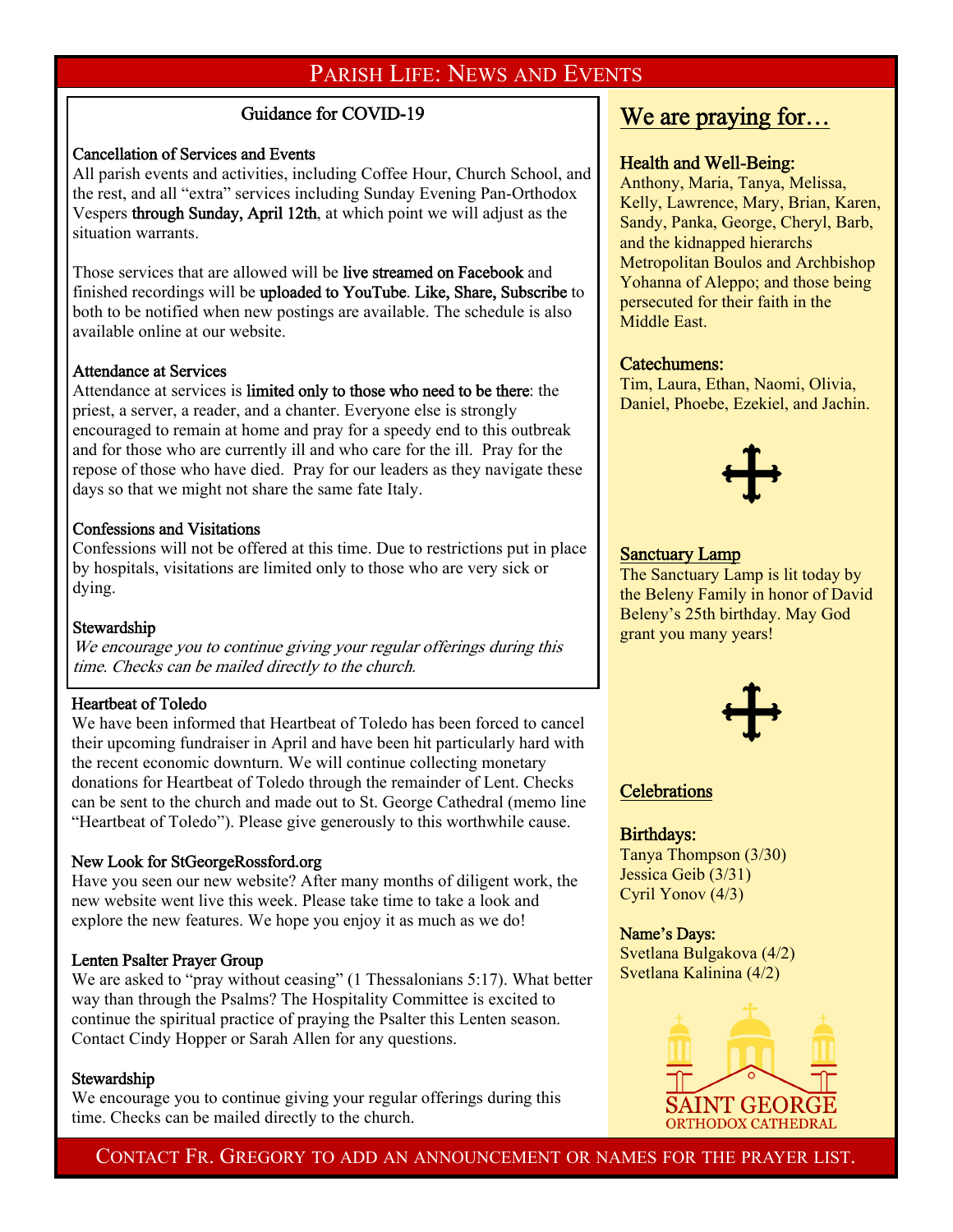# Parish Life: News and Events

## Guidance for COVID-19

### Cancellation of Services and Events

All parish events and activities, including Coffee Hour, Church School, and the rest, and all "extra" services including Sunday Evening Pan-Orthodox Vespers through Sunday, April 12th, at which point we will adjust as the situation warrants.

Those services that are allowed will be live streamed on Facebook and finished recordings will be uploaded to YouTube. Like, Share, Subscribe to both to be notified when new postings are available. The schedule is also available online at our website.

### Attendance at Services

Attendance at services is limited only to those who need to be there: the priest, a server, a reader, and a chanter. Everyone else is strongly encouraged to remain at home and pray for a speedy end to this outbreak and for those who are currently ill and who care for the ill. Pray for the repose of those who have died. Pray for our leaders as they navigate these days so that we might not share the same fate Italy.

### Confessions and Visitations

Confessions will not be offered at this time. Due to restrictions put in place by hospitals, visitations are limited only to those who are very sick or dying.

### Stewardship

*We encourage you to continue giving your regular offerings during this time. Checks can be mailed directly to the church.*

### Heartbeat of Toledo

We have been informed that Heartbeat of Toledo has been forced to cancel their upcoming fundraiser in April and have been hit particularly hard with the recent economic downturn. We will continue collecting monetary donations for Heartbeat of Toledo through the remainder of Lent. Checks can be sent to the church and made out to St. George Cathedral (memo line "Heartbeat of Toledo"). Please give generously to this worthwhile cause.

### New Look for StGeorgeRossford.org

Have you seen our new website? After many months of diligent work, the new website went live this week. Please take time to take a look and explore the new features. We hope you enjoy it as much as we do!

### Lenten Psalter Prayer Group

We are asked to "pray without ceasing" (1 Thessalonians 5:17). What better way than through the Psalms? The Hospitality Committee is excited to continue the spiritual practice of praying the Psalter this Lenten season. Contact Cindy Hopper or Sarah Allen for any questions.

### Stewardship

We encourage you to continue giving your regular offerings during this time. Checks can be mailed directly to the church.

## We are praying for…

### Health and Well-Being:

Anthony, Maria, Tanya, Melissa, Kelly, Lawrence, Mary, Brian, Karen, Sandy, Panka, George, Cheryl, Barb, and the kidnapped hierarchs Metropolitan Boulos and Archbishop Yohanna of Aleppo; and those being persecuted for their faith in the Middle East.

### Catechumens:

Tim, Laura, Ethan, Naomi, Olivia, Daniel, Phoebe, Ezekiel, and Jachin.

### Sanctuary Lamp

The Sanctuary Lamp is lit today by the Beleny Family in honor of David Beleny's 25th birthday. May God grant you many years!

### Celebrations

**Birthdays:**

Tanya Thompson (3/30)
Jessica Geib (3/31)
Cyril Yonov (4/3)

**Name's Days:**

Svetlana Bulgakova (4/2)
Svetlana Kalinina (4/2)

Saint George Orthodox Cathedral

Contact Fr. Gregory to add an announcement or names for the prayer list.